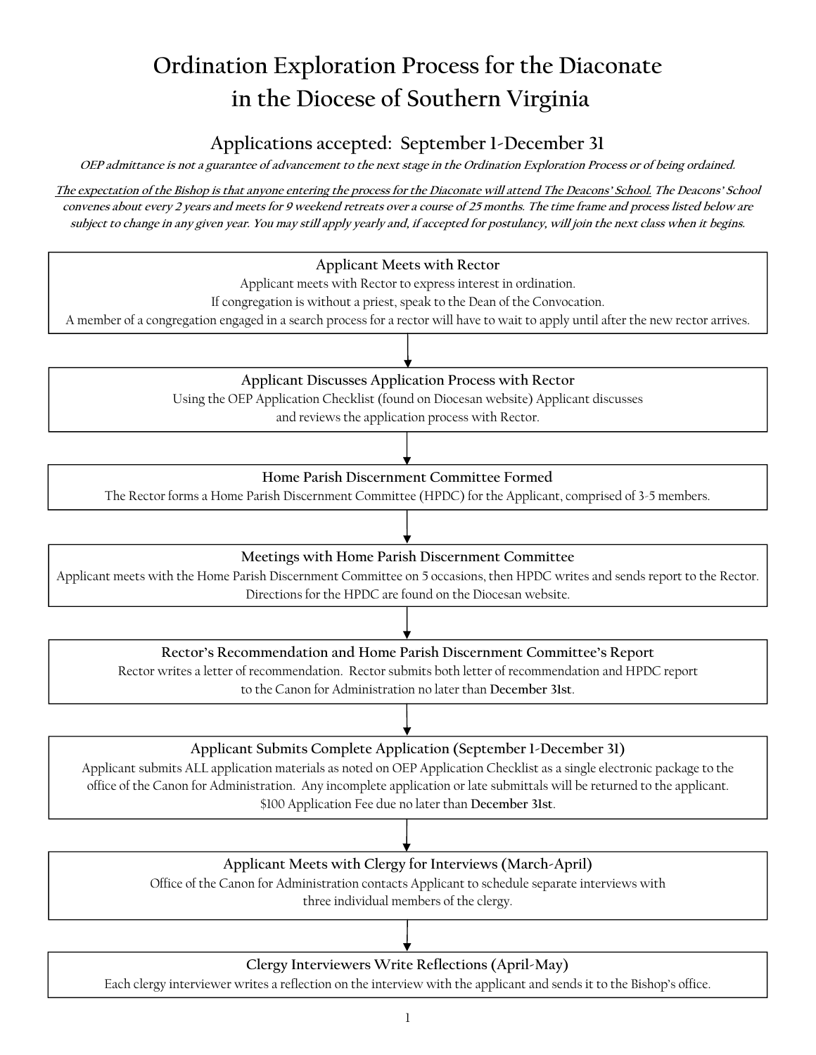# Ordination Exploration Process for the Diaconate in the Diocese of Southern Virginia

## Applications accepted: September 1-December 31

***OEP admittance is not a guarantee of advancement to the next stage in the Ordination Exploration Process or of being ordained.***

***The expectation of the Bishop is that anyone entering the process for the Diaconate will attend The Deacons' School. The Deacons' School convenes about every 2 years and meets for 9 weekend retreats over a course of 25 months. The time frame and process listed below are subject to change in any given year. You may still apply yearly and, if accepted for postulancy, will join the next class when it begins.***

### Applicant Meets with Rector

Applicant meets with Rector to express interest in ordination.
If congregation is without a priest, speak to the Dean of the Convocation.
A member of a congregation engaged in a search process for a rector will have to wait to apply until after the new rector arrives.

↓

### Applicant Discusses Application Process with Rector

Using the OEP Application Checklist (found on Diocesan website) Applicant discusses and reviews the application process with Rector.

↓

### Home Parish Discernment Committee Formed

The Rector forms a Home Parish Discernment Committee (HPDC) for the Applicant, comprised of 3-5 members.

↓

### Meetings with Home Parish Discernment Committee

Applicant meets with the Home Parish Discernment Committee on 5 occasions, then HPDC writes and sends report to the Rector. Directions for the HPDC are found on the Diocesan website.

↓

### Rector's Recommendation and Home Parish Discernment Committee's Report

Rector writes a letter of recommendation. Rector submits both letter of recommendation and HPDC report to the Canon for Administration no later than **December 31st**.

↓

### Applicant Submits Complete Application (September 1-December 31)

Applicant submits ALL application materials as noted on OEP Application Checklist as a single electronic package to the office of the Canon for Administration. Any incomplete application or late submittals will be returned to the applicant. $100 Application Fee due no later than **December 31st**.

↓

### Applicant Meets with Clergy for Interviews (March-April)

Office of the Canon for Administration contacts Applicant to schedule separate interviews with three individual members of the clergy.

↓

### Clergy Interviewers Write Reflections (April-May)

Each clergy interviewer writes a reflection on the interview with the applicant and sends it to the Bishop's office.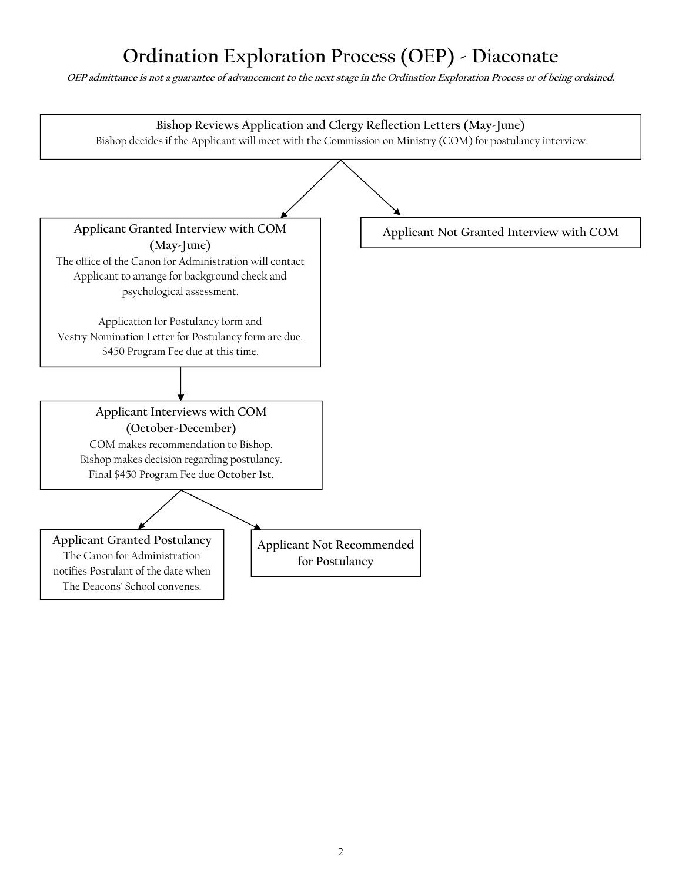# Ordination Exploration Process (OEP) - Diaconate

***OEP admittance is not a guarantee of advancement to the next stage in the Ordination Exploration Process or of being ordained.***

**Bishop Reviews Application and Clergy Reflection Letters (May-June)**

Bishop decides if the Applicant will meet with the Commission on Ministry (COM) for postulancy interview.

**Applicant Granted Interview with COM (May-June)**

The office of the Canon for Administration will contact Applicant to arrange for background check and psychological assessment.

Application for Postulancy form and Vestry Nomination Letter for Postulancy form are due. $450 Program Fee due at this time.

**Applicant Not Granted Interview with COM**

**Applicant Interviews with COM (October-December)**

COM makes recommendation to Bishop.
Bishop makes decision regarding postulancy.
Final $450 Program Fee due **October 1st**.

**Applicant Granted Postulancy**

The Canon for Administration notifies Postulant of the date when The Deacons' School convenes.

**Applicant Not Recommended for Postulancy**